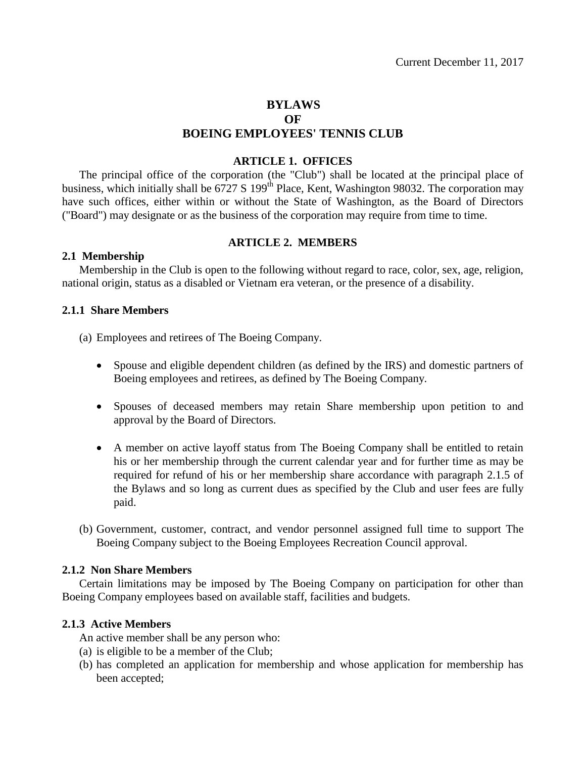Current December 11, 2017

# BYLAWS
# OF
# BOEING EMPLOYEES' TENNIS CLUB

## ARTICLE 1. OFFICES

The principal office of the corporation (the "Club") shall be located at the principal place of business, which initially shall be 6727 S 199th Place, Kent, Washington 98032. The corporation may have such offices, either within or without the State of Washington, as the Board of Directors ("Board") may designate or as the business of the corporation may require from time to time.

## ARTICLE 2. MEMBERS

### 2.1 Membership

Membership in the Club is open to the following without regard to race, color, sex, age, religion, national origin, status as a disabled or Vietnam era veteran, or the presence of a disability.

#### 2.1.1 Share Members

(a) Employees and retirees of The Boeing Company.

- Spouse and eligible dependent children (as defined by the IRS) and domestic partners of Boeing employees and retirees, as defined by The Boeing Company.
- Spouses of deceased members may retain Share membership upon petition to and approval by the Board of Directors.
- A member on active layoff status from The Boeing Company shall be entitled to retain his or her membership through the current calendar year and for further time as may be required for refund of his or her membership share accordance with paragraph 2.1.5 of the Bylaws and so long as current dues as specified by the Club and user fees are fully paid.

(b) Government, customer, contract, and vendor personnel assigned full time to support The Boeing Company subject to the Boeing Employees Recreation Council approval.

#### 2.1.2 Non Share Members

Certain limitations may be imposed by The Boeing Company on participation for other than Boeing Company employees based on available staff, facilities and budgets.

#### 2.1.3 Active Members

An active member shall be any person who:

(a) is eligible to be a member of the Club;
(b) has completed an application for membership and whose application for membership has been accepted;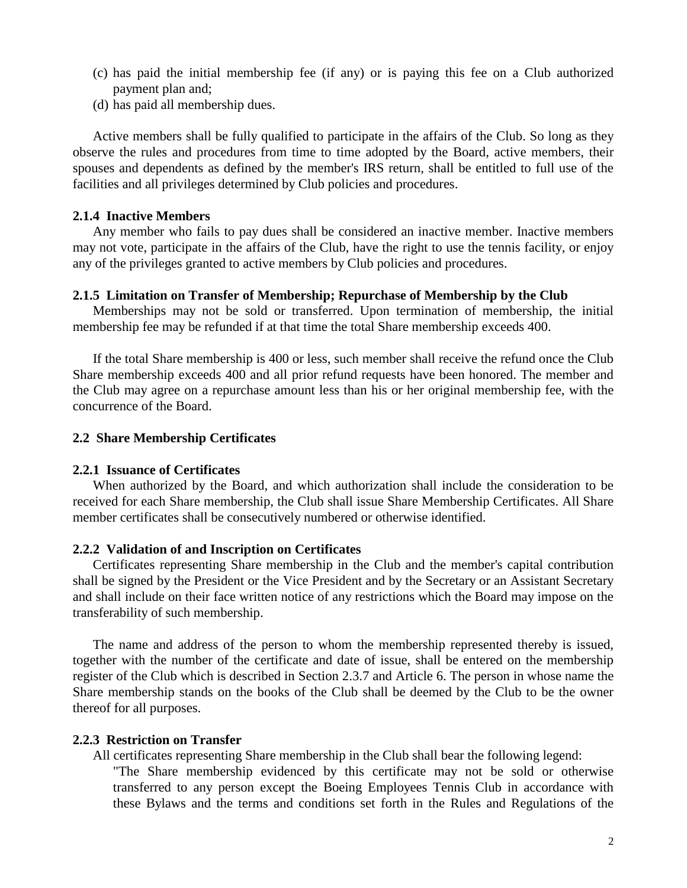(c) has paid the initial membership fee (if any) or is paying this fee on a Club authorized payment plan and;
(d) has paid all membership dues.

Active members shall be fully qualified to participate in the affairs of the Club. So long as they observe the rules and procedures from time to time adopted by the Board, active members, their spouses and dependents as defined by the member's IRS return, shall be entitled to full use of the facilities and all privileges determined by Club policies and procedures.

#### 2.1.4 Inactive Members

Any member who fails to pay dues shall be considered an inactive member. Inactive members may not vote, participate in the affairs of the Club, have the right to use the tennis facility, or enjoy any of the privileges granted to active members by Club policies and procedures.

#### 2.1.5 Limitation on Transfer of Membership; Repurchase of Membership by the Club

Memberships may not be sold or transferred. Upon termination of membership, the initial membership fee may be refunded if at that time the total Share membership exceeds 400.

If the total Share membership is 400 or less, such member shall receive the refund once the Club Share membership exceeds 400 and all prior refund requests have been honored. The member and the Club may agree on a repurchase amount less than his or her original membership fee, with the concurrence of the Board.

### 2.2 Share Membership Certificates

#### 2.2.1 Issuance of Certificates

When authorized by the Board, and which authorization shall include the consideration to be received for each Share membership, the Club shall issue Share Membership Certificates. All Share member certificates shall be consecutively numbered or otherwise identified.

#### 2.2.2 Validation of and Inscription on Certificates

Certificates representing Share membership in the Club and the member's capital contribution shall be signed by the President or the Vice President and by the Secretary or an Assistant Secretary and shall include on their face written notice of any restrictions which the Board may impose on the transferability of such membership.

The name and address of the person to whom the membership represented thereby is issued, together with the number of the certificate and date of issue, shall be entered on the membership register of the Club which is described in Section 2.3.7 and Article 6. The person in whose name the Share membership stands on the books of the Club shall be deemed by the Club to be the owner thereof for all purposes.

#### 2.2.3 Restriction on Transfer

All certificates representing Share membership in the Club shall bear the following legend:

> "The Share membership evidenced by this certificate may not be sold or otherwise transferred to any person except the Boeing Employees Tennis Club in accordance with these Bylaws and the terms and conditions set forth in the Rules and Regulations of the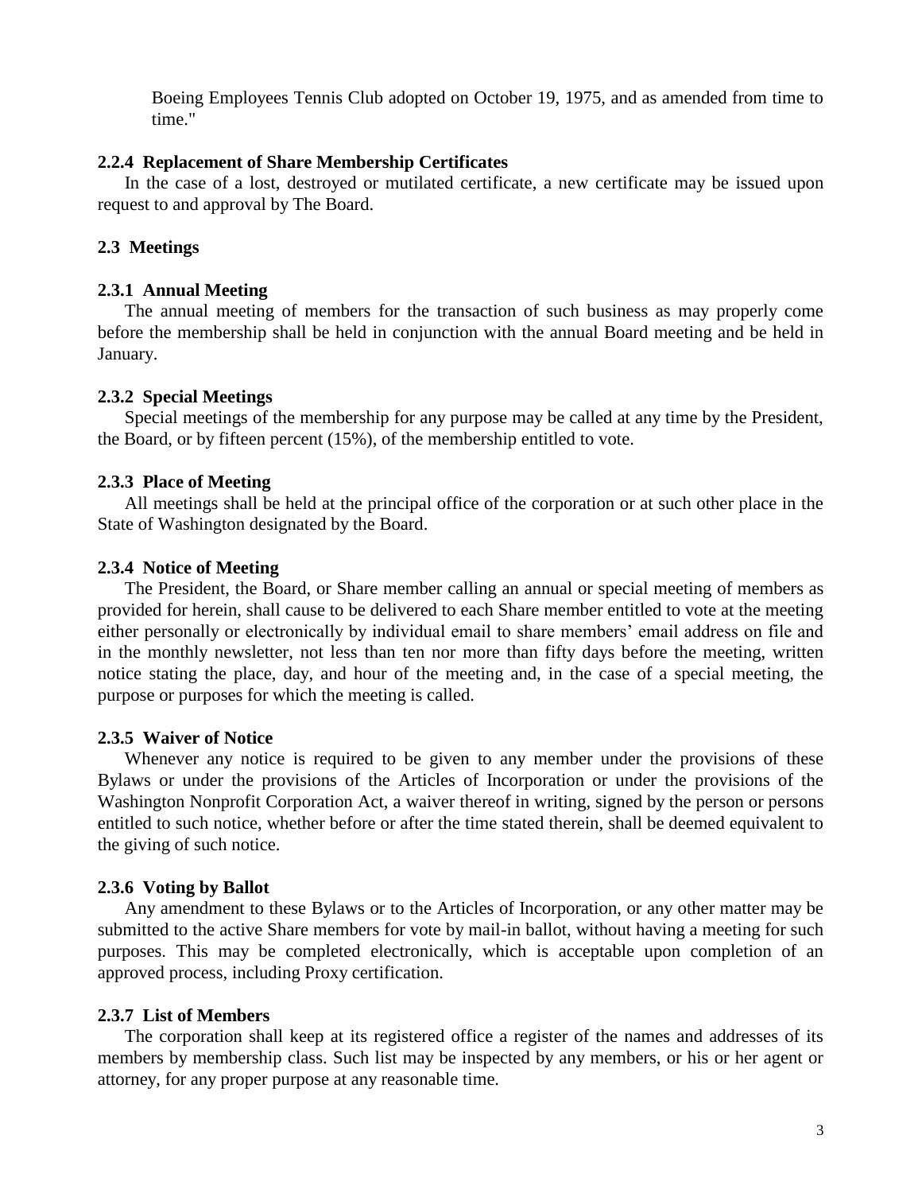Boeing Employees Tennis Club adopted on October 19, 1975, and as amended from time to time."

**2.2.4 Replacement of Share Membership Certificates**

In the case of a lost, destroyed or mutilated certificate, a new certificate may be issued upon request to and approval by The Board.

**2.3 Meetings**

**2.3.1 Annual Meeting**

The annual meeting of members for the transaction of such business as may properly come before the membership shall be held in conjunction with the annual Board meeting and be held in January.

**2.3.2 Special Meetings**

Special meetings of the membership for any purpose may be called at any time by the President, the Board, or by fifteen percent (15%), of the membership entitled to vote.

**2.3.3 Place of Meeting**

All meetings shall be held at the principal office of the corporation or at such other place in the State of Washington designated by the Board.

**2.3.4 Notice of Meeting**

The President, the Board, or Share member calling an annual or special meeting of members as provided for herein, shall cause to be delivered to each Share member entitled to vote at the meeting either personally or electronically by individual email to share members' email address on file and in the monthly newsletter, not less than ten nor more than fifty days before the meeting, written notice stating the place, day, and hour of the meeting and, in the case of a special meeting, the purpose or purposes for which the meeting is called.

**2.3.5 Waiver of Notice**

Whenever any notice is required to be given to any member under the provisions of these Bylaws or under the provisions of the Articles of Incorporation or under the provisions of the Washington Nonprofit Corporation Act, a waiver thereof in writing, signed by the person or persons entitled to such notice, whether before or after the time stated therein, shall be deemed equivalent to the giving of such notice.

**2.3.6 Voting by Ballot**

Any amendment to these Bylaws or to the Articles of Incorporation, or any other matter may be submitted to the active Share members for vote by mail-in ballot, without having a meeting for such purposes. This may be completed electronically, which is acceptable upon completion of an approved process, including Proxy certification.

**2.3.7 List of Members**

The corporation shall keep at its registered office a register of the names and addresses of its members by membership class. Such list may be inspected by any members, or his or her agent or attorney, for any proper purpose at any reasonable time.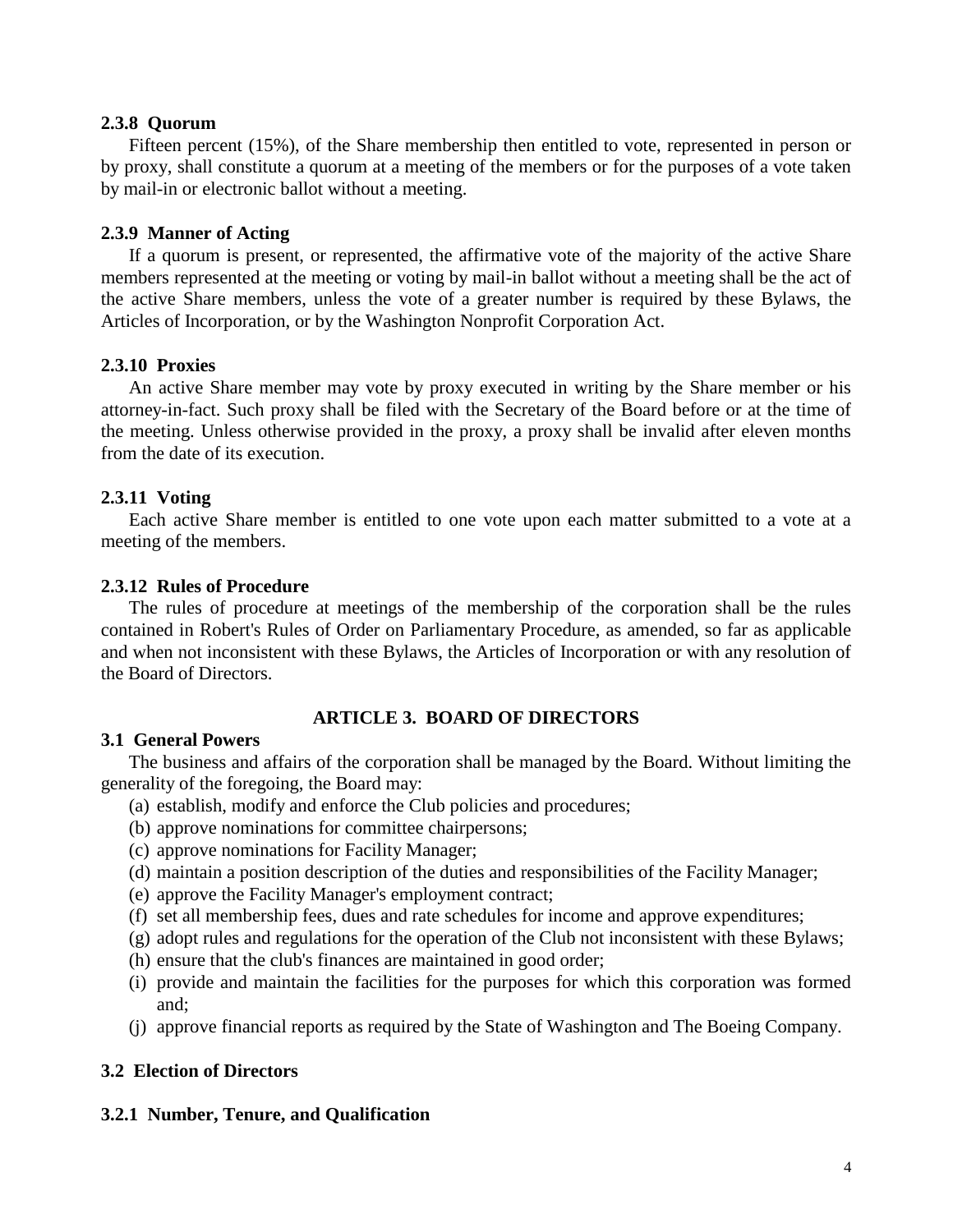### 2.3.8 Quorum

Fifteen percent (15%), of the Share membership then entitled to vote, represented in person or by proxy, shall constitute a quorum at a meeting of the members or for the purposes of a vote taken by mail-in or electronic ballot without a meeting.

### 2.3.9 Manner of Acting

If a quorum is present, or represented, the affirmative vote of the majority of the active Share members represented at the meeting or voting by mail-in ballot without a meeting shall be the act of the active Share members, unless the vote of a greater number is required by these Bylaws, the Articles of Incorporation, or by the Washington Nonprofit Corporation Act.

### 2.3.10 Proxies

An active Share member may vote by proxy executed in writing by the Share member or his attorney-in-fact. Such proxy shall be filed with the Secretary of the Board before or at the time of the meeting. Unless otherwise provided in the proxy, a proxy shall be invalid after eleven months from the date of its execution.

### 2.3.11 Voting

Each active Share member is entitled to one vote upon each matter submitted to a vote at a meeting of the members.

### 2.3.12 Rules of Procedure

The rules of procedure at meetings of the membership of the corporation shall be the rules contained in Robert's Rules of Order on Parliamentary Procedure, as amended, so far as applicable and when not inconsistent with these Bylaws, the Articles of Incorporation or with any resolution of the Board of Directors.

## ARTICLE 3. BOARD OF DIRECTORS

### 3.1 General Powers

The business and affairs of the corporation shall be managed by the Board. Without limiting the generality of the foregoing, the Board may:

(a) establish, modify and enforce the Club policies and procedures;
(b) approve nominations for committee chairpersons;
(c) approve nominations for Facility Manager;
(d) maintain a position description of the duties and responsibilities of the Facility Manager;
(e) approve the Facility Manager's employment contract;
(f) set all membership fees, dues and rate schedules for income and approve expenditures;
(g) adopt rules and regulations for the operation of the Club not inconsistent with these Bylaws;
(h) ensure that the club's finances are maintained in good order;
(i) provide and maintain the facilities for the purposes for which this corporation was formed and;
(j) approve financial reports as required by the State of Washington and The Boeing Company.

### 3.2 Election of Directors

### 3.2.1 Number, Tenure, and Qualification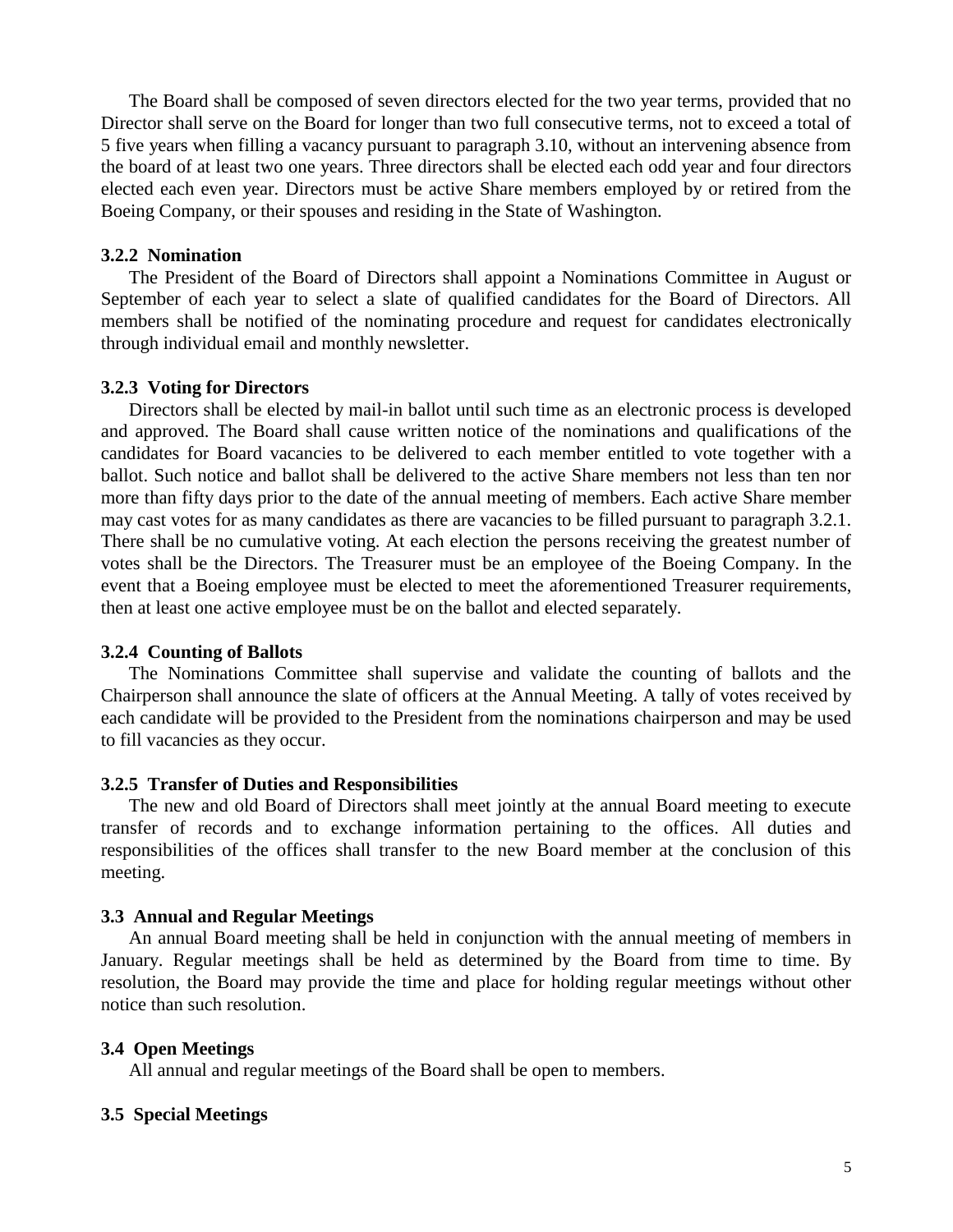The Board shall be composed of seven directors elected for the two year terms, provided that no Director shall serve on the Board for longer than two full consecutive terms, not to exceed a total of 5 five years when filling a vacancy pursuant to paragraph 3.10, without an intervening absence from the board of at least two one years. Three directors shall be elected each odd year and four directors elected each even year. Directors must be active Share members employed by or retired from the Boeing Company, or their spouses and residing in the State of Washington.

### 3.2.2 Nomination

The President of the Board of Directors shall appoint a Nominations Committee in August or September of each year to select a slate of qualified candidates for the Board of Directors. All members shall be notified of the nominating procedure and request for candidates electronically through individual email and monthly newsletter.

### 3.2.3 Voting for Directors

Directors shall be elected by mail-in ballot until such time as an electronic process is developed and approved. The Board shall cause written notice of the nominations and qualifications of the candidates for Board vacancies to be delivered to each member entitled to vote together with a ballot. Such notice and ballot shall be delivered to the active Share members not less than ten nor more than fifty days prior to the date of the annual meeting of members. Each active Share member may cast votes for as many candidates as there are vacancies to be filled pursuant to paragraph 3.2.1. There shall be no cumulative voting. At each election the persons receiving the greatest number of votes shall be the Directors. The Treasurer must be an employee of the Boeing Company. In the event that a Boeing employee must be elected to meet the aforementioned Treasurer requirements, then at least one active employee must be on the ballot and elected separately.

### 3.2.4 Counting of Ballots

The Nominations Committee shall supervise and validate the counting of ballots and the Chairperson shall announce the slate of officers at the Annual Meeting. A tally of votes received by each candidate will be provided to the President from the nominations chairperson and may be used to fill vacancies as they occur.

### 3.2.5 Transfer of Duties and Responsibilities

The new and old Board of Directors shall meet jointly at the annual Board meeting to execute transfer of records and to exchange information pertaining to the offices. All duties and responsibilities of the offices shall transfer to the new Board member at the conclusion of this meeting.

## 3.3 Annual and Regular Meetings

An annual Board meeting shall be held in conjunction with the annual meeting of members in January. Regular meetings shall be held as determined by the Board from time to time. By resolution, the Board may provide the time and place for holding regular meetings without other notice than such resolution.

## 3.4 Open Meetings

All annual and regular meetings of the Board shall be open to members.

## 3.5 Special Meetings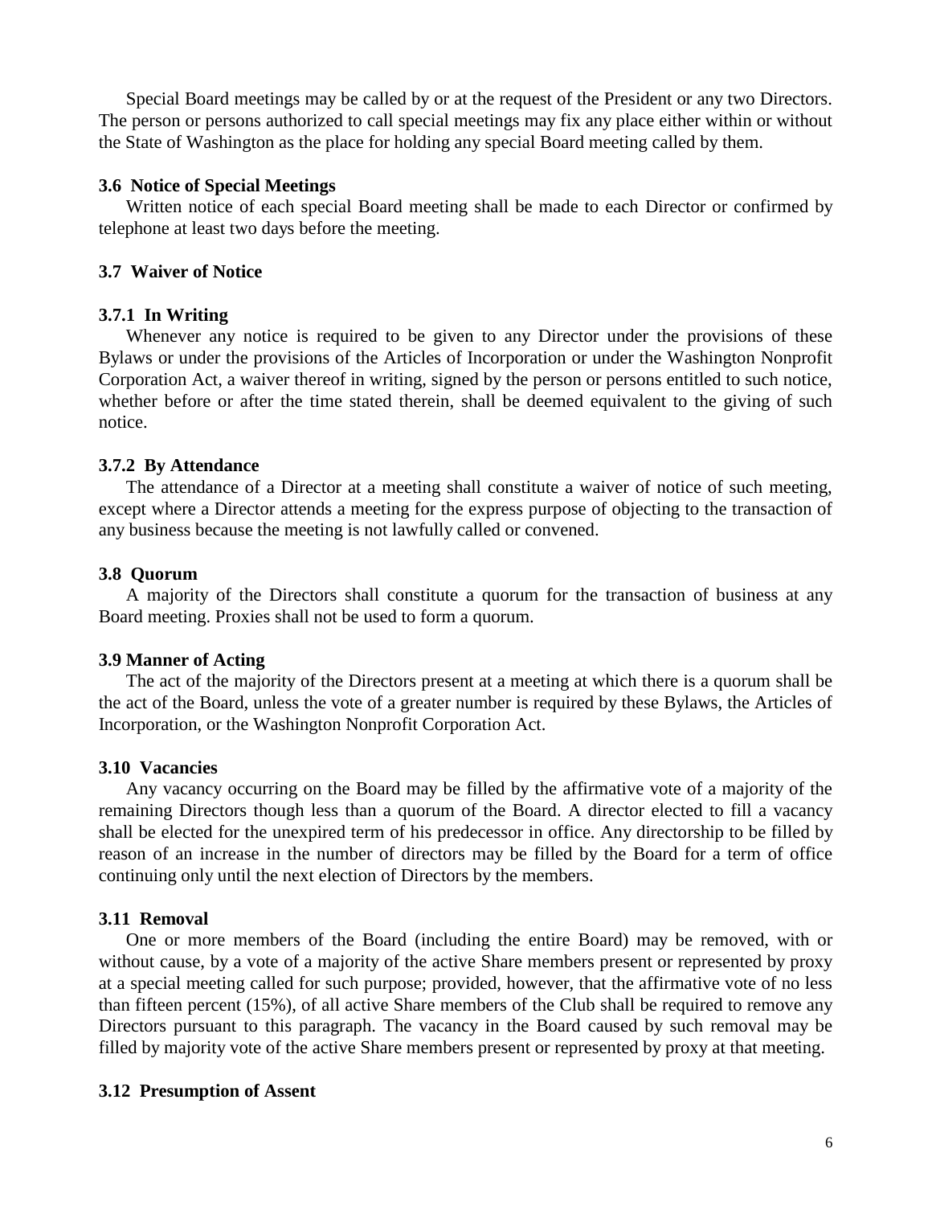Special Board meetings may be called by or at the request of the President or any two Directors. The person or persons authorized to call special meetings may fix any place either within or without the State of Washington as the place for holding any special Board meeting called by them.

### 3.6 Notice of Special Meetings

Written notice of each special Board meeting shall be made to each Director or confirmed by telephone at least two days before the meeting.

### 3.7 Waiver of Notice

#### 3.7.1 In Writing

Whenever any notice is required to be given to any Director under the provisions of these Bylaws or under the provisions of the Articles of Incorporation or under the Washington Nonprofit Corporation Act, a waiver thereof in writing, signed by the person or persons entitled to such notice, whether before or after the time stated therein, shall be deemed equivalent to the giving of such notice.

#### 3.7.2 By Attendance

The attendance of a Director at a meeting shall constitute a waiver of notice of such meeting, except where a Director attends a meeting for the express purpose of objecting to the transaction of any business because the meeting is not lawfully called or convened.

### 3.8 Quorum

A majority of the Directors shall constitute a quorum for the transaction of business at any Board meeting. Proxies shall not be used to form a quorum.

### 3.9 Manner of Acting

The act of the majority of the Directors present at a meeting at which there is a quorum shall be the act of the Board, unless the vote of a greater number is required by these Bylaws, the Articles of Incorporation, or the Washington Nonprofit Corporation Act.

### 3.10 Vacancies

Any vacancy occurring on the Board may be filled by the affirmative vote of a majority of the remaining Directors though less than a quorum of the Board. A director elected to fill a vacancy shall be elected for the unexpired term of his predecessor in office. Any directorship to be filled by reason of an increase in the number of directors may be filled by the Board for a term of office continuing only until the next election of Directors by the members.

### 3.11 Removal

One or more members of the Board (including the entire Board) may be removed, with or without cause, by a vote of a majority of the active Share members present or represented by proxy at a special meeting called for such purpose; provided, however, that the affirmative vote of no less than fifteen percent (15%), of all active Share members of the Club shall be required to remove any Directors pursuant to this paragraph. The vacancy in the Board caused by such removal may be filled by majority vote of the active Share members present or represented by proxy at that meeting.

### 3.12 Presumption of Assent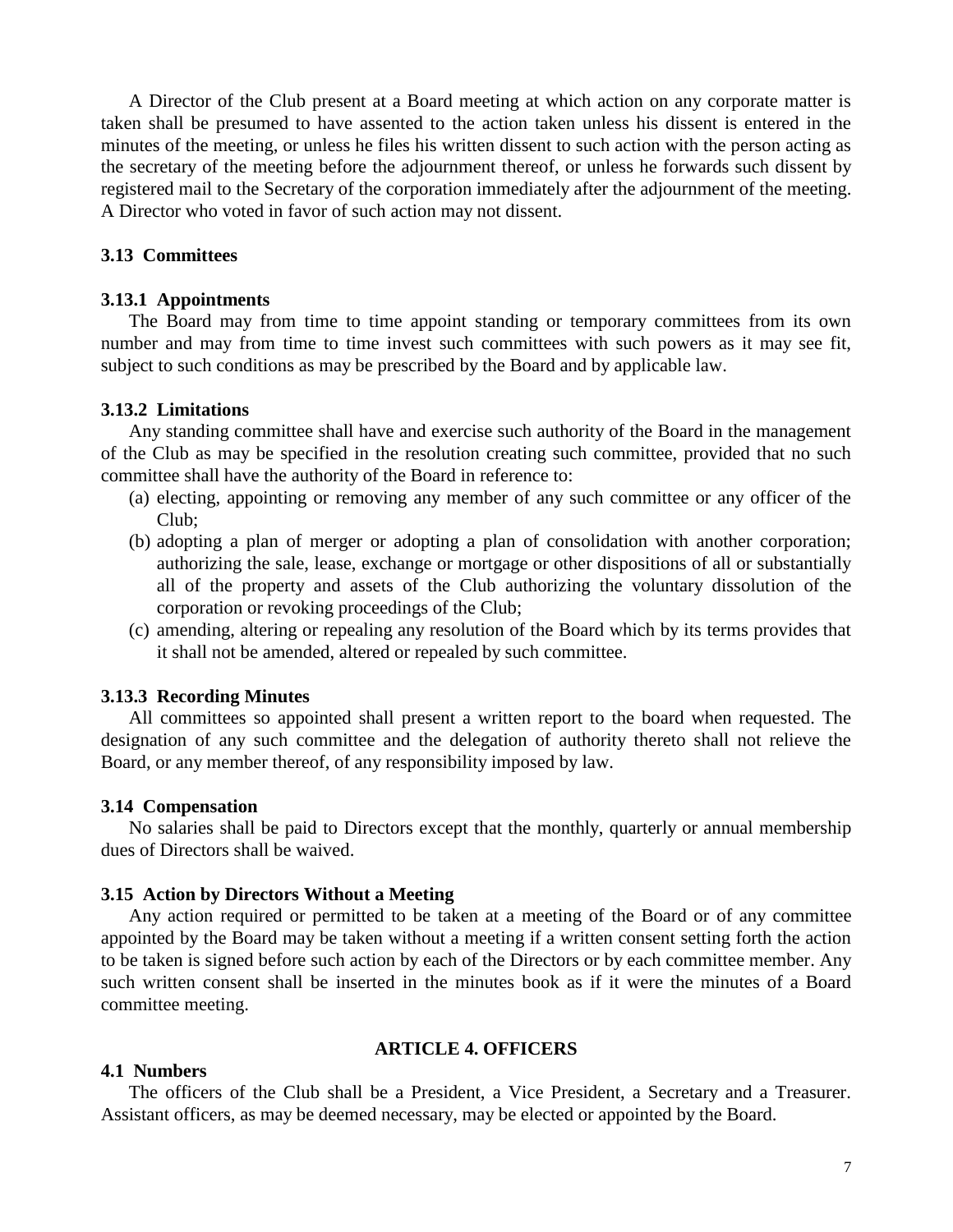A Director of the Club present at a Board meeting at which action on any corporate matter is taken shall be presumed to have assented to the action taken unless his dissent is entered in the minutes of the meeting, or unless he files his written dissent to such action with the person acting as the secretary of the meeting before the adjournment thereof, or unless he forwards such dissent by registered mail to the Secretary of the corporation immediately after the adjournment of the meeting. A Director who voted in favor of such action may not dissent.

### 3.13 Committees

#### 3.13.1 Appointments

The Board may from time to time appoint standing or temporary committees from its own number and may from time to time invest such committees with such powers as it may see fit, subject to such conditions as may be prescribed by the Board and by applicable law.

#### 3.13.2 Limitations

Any standing committee shall have and exercise such authority of the Board in the management of the Club as may be specified in the resolution creating such committee, provided that no such committee shall have the authority of the Board in reference to:

(a) electing, appointing or removing any member of any such committee or any officer of the Club;

(b) adopting a plan of merger or adopting a plan of consolidation with another corporation; authorizing the sale, lease, exchange or mortgage or other dispositions of all or substantially all of the property and assets of the Club authorizing the voluntary dissolution of the corporation or revoking proceedings of the Club;

(c) amending, altering or repealing any resolution of the Board which by its terms provides that it shall not be amended, altered or repealed by such committee.

#### 3.13.3 Recording Minutes

All committees so appointed shall present a written report to the board when requested. The designation of any such committee and the delegation of authority thereto shall not relieve the Board, or any member thereof, of any responsibility imposed by law.

### 3.14 Compensation

No salaries shall be paid to Directors except that the monthly, quarterly or annual membership dues of Directors shall be waived.

### 3.15 Action by Directors Without a Meeting

Any action required or permitted to be taken at a meeting of the Board or of any committee appointed by the Board may be taken without a meeting if a written consent setting forth the action to be taken is signed before such action by each of the Directors or by each committee member. Any such written consent shall be inserted in the minutes book as if it were the minutes of a Board committee meeting.

## ARTICLE 4. OFFICERS

### 4.1 Numbers

The officers of the Club shall be a President, a Vice President, a Secretary and a Treasurer. Assistant officers, as may be deemed necessary, may be elected or appointed by the Board.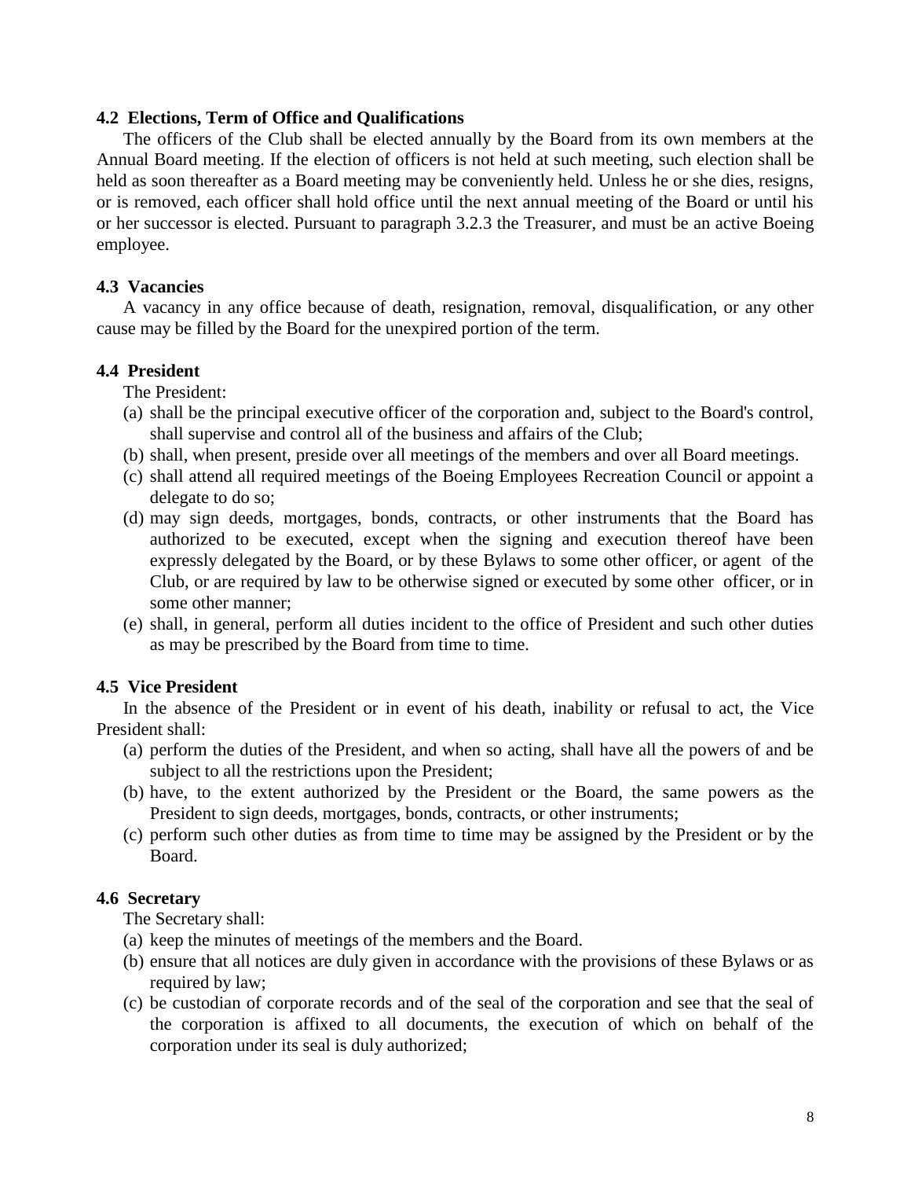### 4.2 Elections, Term of Office and Qualifications

The officers of the Club shall be elected annually by the Board from its own members at the Annual Board meeting. If the election of officers is not held at such meeting, such election shall be held as soon thereafter as a Board meeting may be conveniently held. Unless he or she dies, resigns, or is removed, each officer shall hold office until the next annual meeting of the Board or until his or her successor is elected. Pursuant to paragraph 3.2.3 the Treasurer, and must be an active Boeing employee.

### 4.3 Vacancies

A vacancy in any office because of death, resignation, removal, disqualification, or any other cause may be filled by the Board for the unexpired portion of the term.

### 4.4 President

The President:

(a) shall be the principal executive officer of the corporation and, subject to the Board's control, shall supervise and control all of the business and affairs of the Club;
(b) shall, when present, preside over all meetings of the members and over all Board meetings.
(c) shall attend all required meetings of the Boeing Employees Recreation Council or appoint a delegate to do so;
(d) may sign deeds, mortgages, bonds, contracts, or other instruments that the Board has authorized to be executed, except when the signing and execution thereof have been expressly delegated by the Board, or by these Bylaws to some other officer, or agent of the Club, or are required by law to be otherwise signed or executed by some other officer, or in some other manner;
(e) shall, in general, perform all duties incident to the office of President and such other duties as may be prescribed by the Board from time to time.

### 4.5 Vice President

In the absence of the President or in event of his death, inability or refusal to act, the Vice President shall:

(a) perform the duties of the President, and when so acting, shall have all the powers of and be subject to all the restrictions upon the President;
(b) have, to the extent authorized by the President or the Board, the same powers as the President to sign deeds, mortgages, bonds, contracts, or other instruments;
(c) perform such other duties as from time to time may be assigned by the President or by the Board.

### 4.6 Secretary

The Secretary shall:

(a) keep the minutes of meetings of the members and the Board.
(b) ensure that all notices are duly given in accordance with the provisions of these Bylaws or as required by law;
(c) be custodian of corporate records and of the seal of the corporation and see that the seal of the corporation is affixed to all documents, the execution of which on behalf of the corporation under its seal is duly authorized;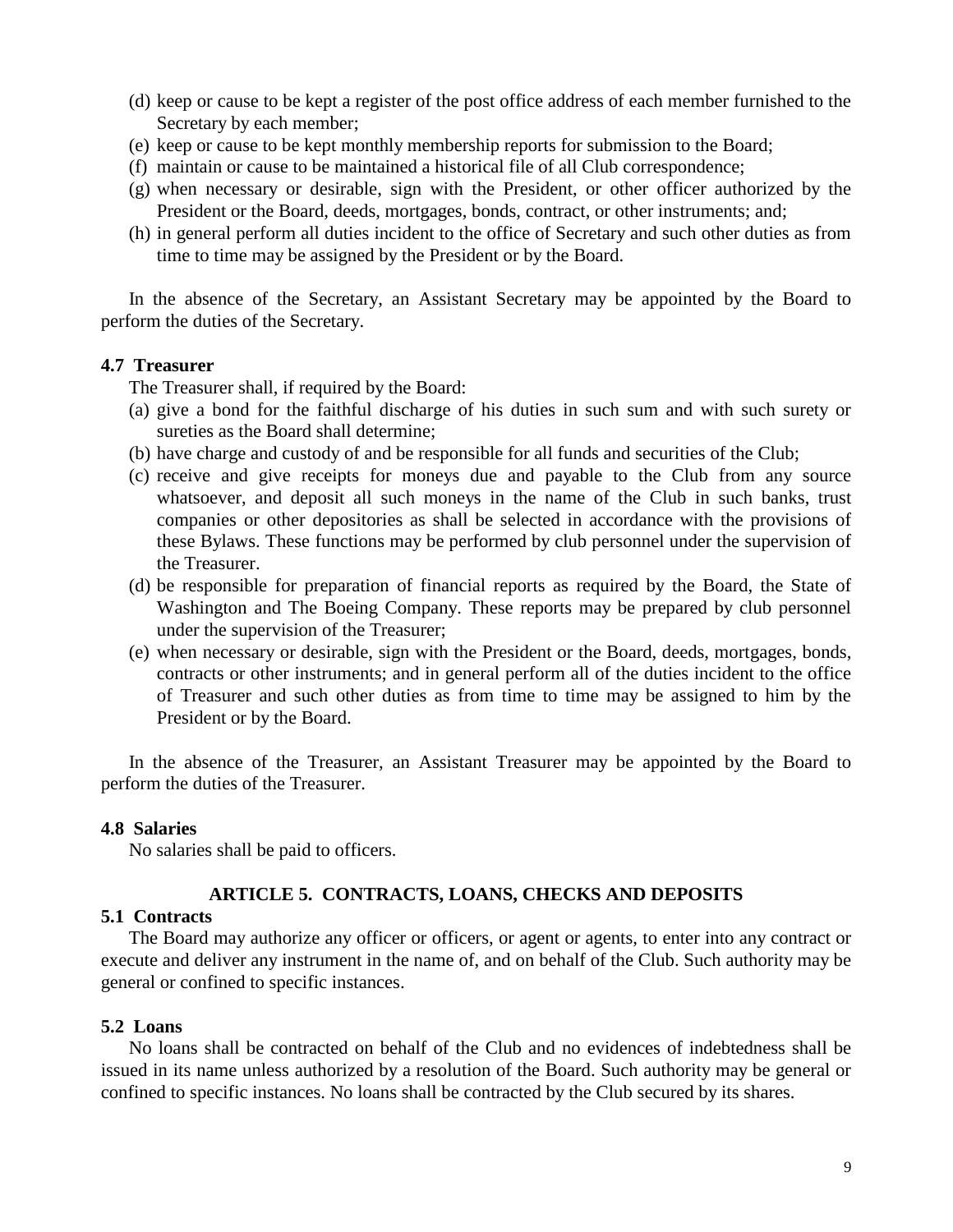(d) keep or cause to be kept a register of the post office address of each member furnished to the Secretary by each member;
(e) keep or cause to be kept monthly membership reports for submission to the Board;
(f) maintain or cause to be maintained a historical file of all Club correspondence;
(g) when necessary or desirable, sign with the President, or other officer authorized by the President or the Board, deeds, mortgages, bonds, contract, or other instruments; and;
(h) in general perform all duties incident to the office of Secretary and such other duties as from time to time may be assigned by the President or by the Board.

In the absence of the Secretary, an Assistant Secretary may be appointed by the Board to perform the duties of the Secretary.

**4.7 Treasurer**

The Treasurer shall, if required by the Board:

(a) give a bond for the faithful discharge of his duties in such sum and with such surety or sureties as the Board shall determine;
(b) have charge and custody of and be responsible for all funds and securities of the Club;
(c) receive and give receipts for moneys due and payable to the Club from any source whatsoever, and deposit all such moneys in the name of the Club in such banks, trust companies or other depositories as shall be selected in accordance with the provisions of these Bylaws. These functions may be performed by club personnel under the supervision of the Treasurer.
(d) be responsible for preparation of financial reports as required by the Board, the State of Washington and The Boeing Company. These reports may be prepared by club personnel under the supervision of the Treasurer;
(e) when necessary or desirable, sign with the President or the Board, deeds, mortgages, bonds, contracts or other instruments; and in general perform all of the duties incident to the office of Treasurer and such other duties as from time to time may be assigned to him by the President or by the Board.

In the absence of the Treasurer, an Assistant Treasurer may be appointed by the Board to perform the duties of the Treasurer.

**4.8 Salaries**

No salaries shall be paid to officers.

## ARTICLE 5. CONTRACTS, LOANS, CHECKS AND DEPOSITS

**5.1 Contracts**

The Board may authorize any officer or officers, or agent or agents, to enter into any contract or execute and deliver any instrument in the name of, and on behalf of the Club. Such authority may be general or confined to specific instances.

**5.2 Loans**

No loans shall be contracted on behalf of the Club and no evidences of indebtedness shall be issued in its name unless authorized by a resolution of the Board. Such authority may be general or confined to specific instances. No loans shall be contracted by the Club secured by its shares.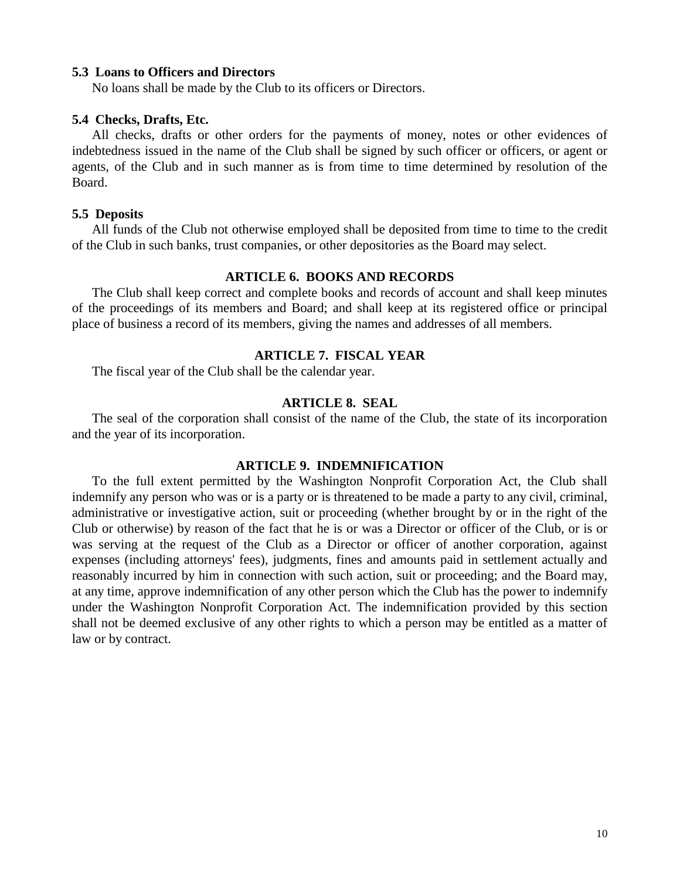### 5.3 Loans to Officers and Directors

No loans shall be made by the Club to its officers or Directors.

### 5.4 Checks, Drafts, Etc.

All checks, drafts or other orders for the payments of money, notes or other evidences of indebtedness issued in the name of the Club shall be signed by such officer or officers, or agent or agents, of the Club and in such manner as is from time to time determined by resolution of the Board.

### 5.5 Deposits

All funds of the Club not otherwise employed shall be deposited from time to time to the credit of the Club in such banks, trust companies, or other depositories as the Board may select.

## ARTICLE 6. BOOKS AND RECORDS

The Club shall keep correct and complete books and records of account and shall keep minutes of the proceedings of its members and Board; and shall keep at its registered office or principal place of business a record of its members, giving the names and addresses of all members.

## ARTICLE 7. FISCAL YEAR

The fiscal year of the Club shall be the calendar year.

## ARTICLE 8. SEAL

The seal of the corporation shall consist of the name of the Club, the state of its incorporation and the year of its incorporation.

## ARTICLE 9. INDEMNIFICATION

To the full extent permitted by the Washington Nonprofit Corporation Act, the Club shall indemnify any person who was or is a party or is threatened to be made a party to any civil, criminal, administrative or investigative action, suit or proceeding (whether brought by or in the right of the Club or otherwise) by reason of the fact that he is or was a Director or officer of the Club, or is or was serving at the request of the Club as a Director or officer of another corporation, against expenses (including attorneys' fees), judgments, fines and amounts paid in settlement actually and reasonably incurred by him in connection with such action, suit or proceeding; and the Board may, at any time, approve indemnification of any other person which the Club has the power to indemnify under the Washington Nonprofit Corporation Act. The indemnification provided by this section shall not be deemed exclusive of any other rights to which a person may be entitled as a matter of law or by contract.